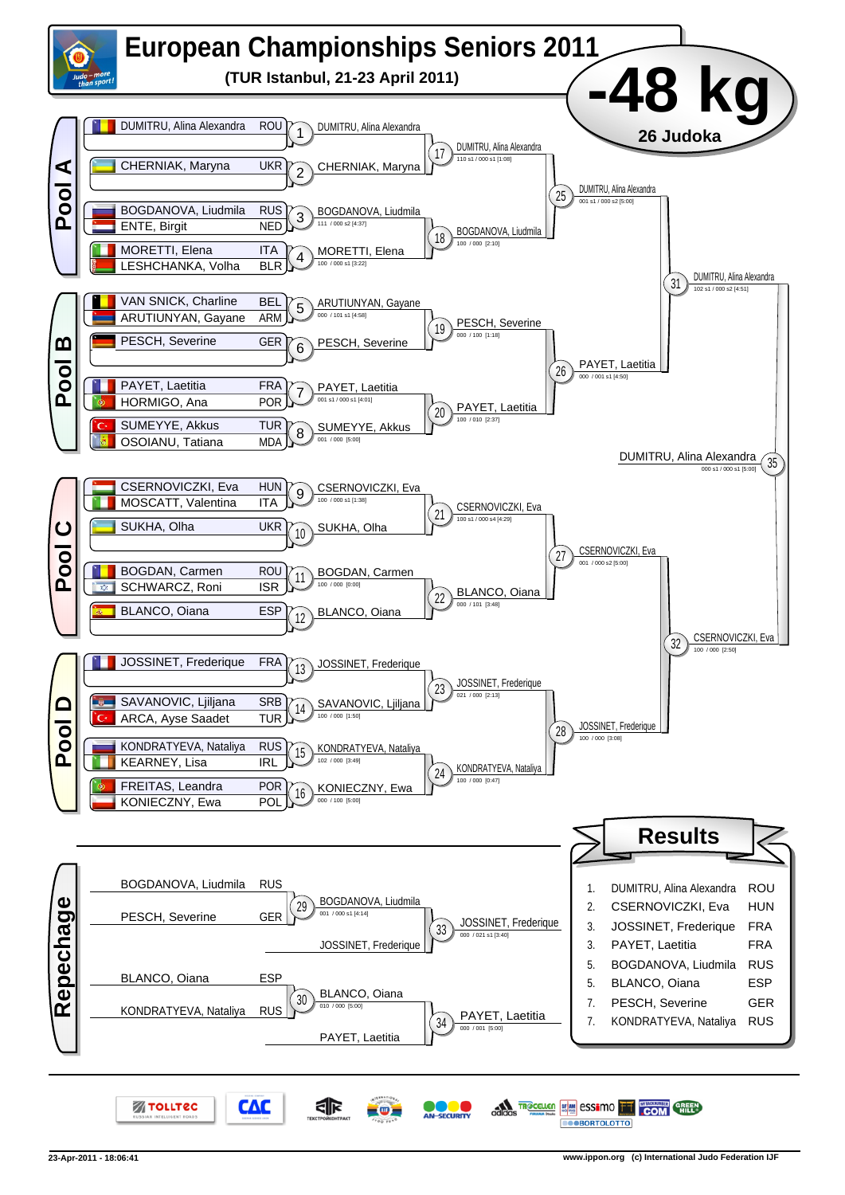# European Championships Seniors 2011

**(TUR Istanbul, 21-23 April 2011)**

# -48 kg

**26 Judoka**

## Pool A

| Competitor | Nation |
|---|---|
| DUMITRU, Alina Alexandra | ROU |
| | |
| CHERNIAK, Maryna | UKR |
| | |
| BOGDANOVA, Liudmila | RUS |
| ENTE, Birgit | NED |
| MORETTI, Elena | ITA |
| LESHCHANKA, Volha | BLR |

- 1: DUMITRU, Alina Alexandra
- 2: CHERNIAK, Maryna
- 3: BOGDANOVA, Liudmila — 111 / 000 s2 [4:37]
- 4: MORETTI, Elena — 100 / 000 s1 [3:22]
- 17: DUMITRU, Alina Alexandra — 110 s1 / 000 s1 [1:08]
- 18: BOGDANOVA, Liudmila — 100 / 000 [2:10]
- 25: DUMITRU, Alina Alexandra — 001 s1 / 000 s2 [5:00]

## Pool B

| Competitor | Nation |
|---|---|
| VAN SNICK, Charline | BEL |
| ARUTIUNYAN, Gayane | ARM |
| PESCH, Severine | GER |
| | |
| PAYET, Laetitia | FRA |
| HORMIGO, Ana | POR |
| SUMEYYE, Akkus | TUR |
| OSOIANU, Tatiana | MDA |

- 5: ARUTIUNYAN, Gayane — 000 / 101 s1 [4:58]
- 6: PESCH, Severine
- 7: PAYET, Laetitia — 001 s1 / 000 s1 [4:01]
- 8: SUMEYYE, Akkus — 001 / 000 [5:00]
- 19: PESCH, Severine — 000 / 100 [1:18]
- 20: PAYET, Laetitia — 100 / 010 [2:37]
- 26: PAYET, Laetitia — 000 / 001 s1 [4:50]
- 31: DUMITRU, Alina Alexandra — 102 s1 / 000 s2 [4:51]

## Pool C

| Competitor | Nation |
|---|---|
| CSERNOVICZKI, Eva | HUN |
| MOSCATT, Valentina | ITA |
| SUKHA, Olha | UKR |
| | |
| BOGDAN, Carmen | ROU |
| SCHWARCZ, Roni | ISR |
| BLANCO, Oiana | ESP |
| | |

- 9: CSERNOVICZKI, Eva — 100 / 000 s1 [1:38]
- 10: SUKHA, Olha
- 11: BOGDAN, Carmen — 100 / 000 [0:00]
- 12: BLANCO, Oiana
- 21: CSERNOVICZKI, Eva — 100 s1 / 000 s4 [4:29]
- 22: BLANCO, Oiana — 000 / 101 [3:48]
- 27: CSERNOVICZKI, Eva — 001 / 000 s2 [5:00]

## Pool D

| Competitor | Nation |
|---|---|
| JOSSINET, Frederique | FRA |
| | |
| SAVANOVIC, Ljiljana | SRB |
| ARCA, Ayse Saadet | TUR |
| KONDRATYEVA, Nataliya | RUS |
| KEARNEY, Lisa | IRL |
| FREITAS, Leandra | POR |
| KONIECZNY, Ewa | POL |

- 13: JOSSINET, Frederique
- 14: SAVANOVIC, Ljiljana — 100 / 000 [1:50]
- 15: KONDRATYEVA, Nataliya — 102 / 000 [3:49]
- 16: KONIECZNY, Ewa — 000 / 100 [5:00]
- 23: JOSSINET, Frederique — 021 / 000 [2:13]
- 24: KONDRATYEVA, Nataliya — 100 / 000 [0:47]
- 28: JOSSINET, Frederique — 100 / 000 [3:08]
- 32: CSERNOVICZKI, Eva — 100 / 000 [2:50]

## Final

- 35: DUMITRU, Alina Alexandra — 000 s1 / 000 s1 [5:00]

## Repechage

- 29: BOGDANOVA, Liudmila (RUS) vs PESCH, Severine (GER) → BOGDANOVA, Liudmila — 001 / 001 s1 [4:14]
- 33: BOGDANOVA, Liudmila vs JOSSINET, Frederique → JOSSINET, Frederique — 000 / 021 s1 [3:40]
- 30: BLANCO, Oiana (ESP) vs KONDRATYEVA, Nataliya (RUS) → BLANCO, Oiana — 010 / 000 [5:00]
- 34: BLANCO, Oiana vs PAYET, Laetitia → PAYET, Laetitia — 000 / 001 [5:00]

## Results

| Place | Name | Nation |
|---|---|---|
| 1. | DUMITRU, Alina Alexandra | ROU |
| 2. | CSERNOVICZKI, Eva | HUN |
| 3. | JOSSINET, Frederique | FRA |
| 3. | PAYET, Laetitia | FRA |
| 5. | BOGDANOVA, Liudmila | RUS |
| 5. | BLANCO, Oiana | ESP |
| 7. | PESCH, Severine | GER |
| 7. | KONDRATYEVA, Nataliya | RUS |

23-Apr-2011 - 18:06:41

www.ippon.org (c) International Judo Federation IJF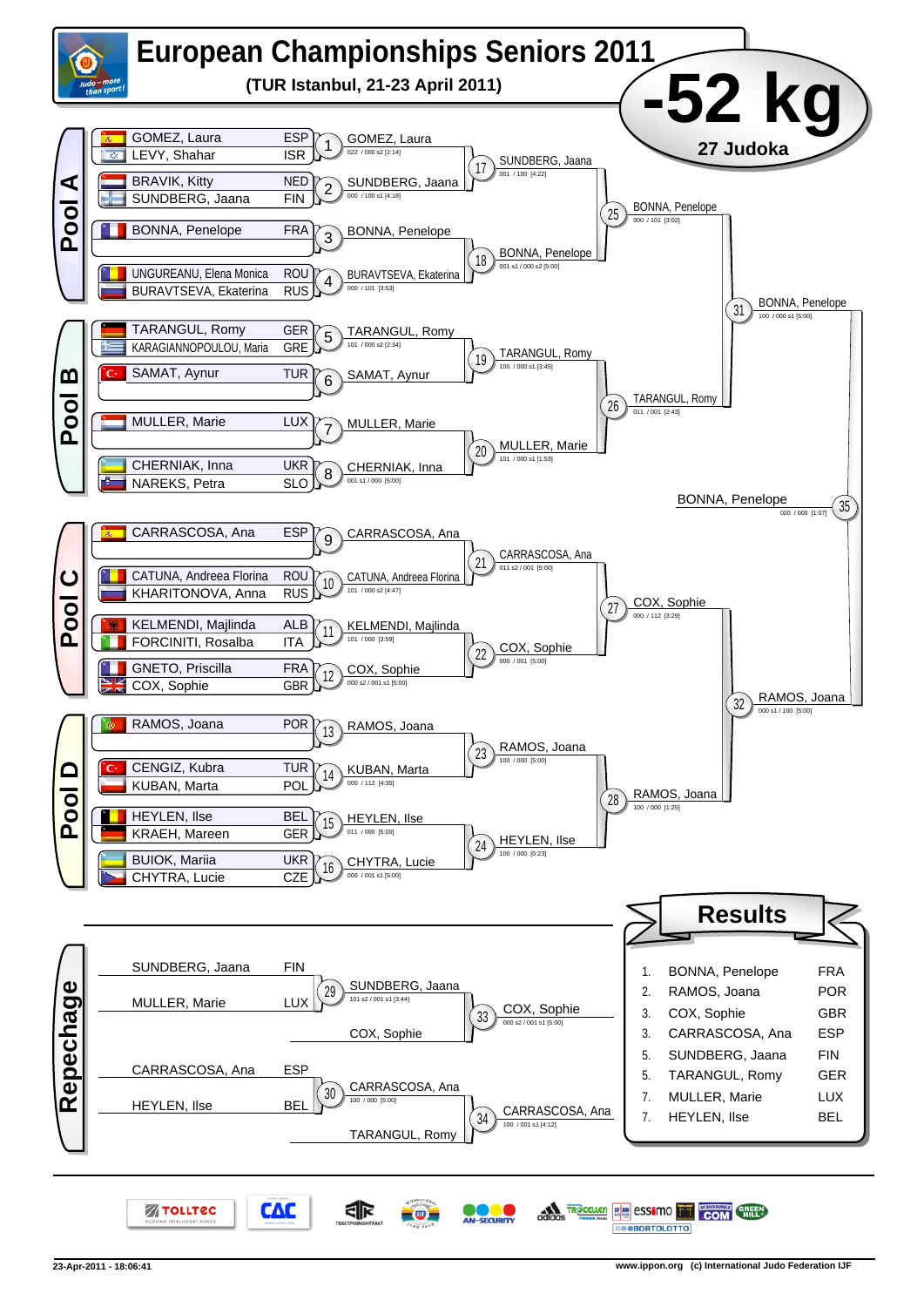# European Championships Seniors 2011

**(TUR Istanbul, 21-23 April 2011)**

## -52 kg

**27 Judoka**

## Pool A

| Competitor | Nation |
|---|---|
| GOMEZ, Laura | ESP |
| LEVY, Shahar | ISR |
| BRAVIK, Kitty | NED |
| SUNDBERG, Jaana | FIN |
| BONNA, Penelope | FRA |
| UNGUREANU, Elena Monica | ROU |
| BURAVTSEVA, Ekaterina | RUS |

- 1: GOMEZ, Laura — 022 / 000 s2 [2:14]
- 2: SUNDBERG, Jaana — 000 / 100 s1 [4:18]
- 3: BONNA, Penelope
- 4: BURAVTSEVA, Ekaterina — 000 / 101 [3:53]
- 17: SUNDBERG, Jaana — 001 / 100 [4:22]
- 18: BONNA, Penelope — 001 s1 / 000 s2 [5:00]
- 25: BONNA, Penelope — 000 / 101 [3:02]

## Pool B

| Competitor | Nation |
|---|---|
| TARANGUL, Romy | GER |
| KARAGIANNOPOULOU, Maria | GRE |
| SAMAT, Aynur | TUR |
| MULLER, Marie | LUX |
| CHERNIAK, Inna | UKR |
| NAREKS, Petra | SLO |

- 5: TARANGUL, Romy — 101 / 000 s2 [2:34]
- 6: SAMAT, Aynur
- 7: MULLER, Marie
- 8: CHERNIAK, Inna — 001 s1 / 000 [5:00]
- 19: TARANGUL, Romy — 100 / 000 s1 [3:45]
- 20: MULLER, Marie — 101 / 000 s1 [1:53]
- 26: TARANGUL, Romy — 011 / 001 [2:43]
- 31: BONNA, Penelope — 100 / 000 s1 [5:00]

## Pool C

| Competitor | Nation |
|---|---|
| CARRASCOSA, Ana | ESP |
| CATUNA, Andreea Florina | ROU |
| KHARITONOVA, Anna | RUS |
| KELMENDI, Majlinda | ALB |
| FORCINITI, Rosalba | ITA |
| GNETO, Priscilla | FRA |
| COX, Sophie | GBR |

- 9: CARRASCOSA, Ana
- 10: CATUNA, Andreea Florina — 101 / 000 s2 [4:47]
- 11: KELMENDI, Majlinda — 101 / 000 [3:59]
- 12: COX, Sophie — 000 s2 / 001 s1 [5:00]
- 21: CARRASCOSA, Ana — 011 s2 / 001 [5:00]
- 22: COX, Sophie — 000 / 001 [5:00]
- 27: COX, Sophie — 000 / 112 [3:29]

## Pool D

| Competitor | Nation |
|---|---|
| RAMOS, Joana | POR |
| CENGIZ, Kubra | TUR |
| KUBAN, Marta | POL |
| HEYLEN, Ilse | BEL |
| KRAEH, Mareen | GER |
| BUIOK, Mariia | UKR |
| CHYTRA, Lucie | CZE |

- 13: RAMOS, Joana
- 14: KUBAN, Marta — 000 / 112 [4:35]
- 15: HEYLEN, Ilse — 011 / 000 [5:00]
- 16: CHYTRA, Lucie — 000 / 001 s1 [5:00]
- 23: RAMOS, Joana — 100 / 000 [5:00]
- 24: HEYLEN, Ilse — 100 / 000 [0:23]
- 28: RAMOS, Joana — 100 / 000 [1:25]
- 32: RAMOS, Joana — 000 s1 / 100 [5:00]

## Final

- 35: BONNA, Penelope — 020 / 000 [1:07]

## Repechage

- 29: SUNDBERG, Jaana (FIN) vs MULLER, Marie (LUX) → SUNDBERG, Jaana — 101 s2 / 001 s1 [3:44]
- 33: SUNDBERG, Jaana vs COX, Sophie → COX, Sophie — 000 s2 / 001 s1 [5:00]
- 30: CARRASCOSA, Ana (ESP) vs HEYLEN, Ilse (BEL) → CARRASCOSA, Ana — 100 / 000 [5:00]
- 34: CARRASCOSA, Ana vs TARANGUL, Romy → CARRASCOSA, Ana — 100 / 001 s1 [4:12]

## Results

| Place | Name | Nation |
|---|---|---|
| 1. | BONNA, Penelope | FRA |
| 2. | RAMOS, Joana | POR |
| 3. | COX, Sophie | GBR |
| 3. | CARRASCOSA, Ana | ESP |
| 5. | SUNDBERG, Jaana | FIN |
| 5. | TARANGUL, Romy | GER |
| 7. | MULLER, Marie | LUX |
| 7. | HEYLEN, Ilse | BEL |

23-Apr-2011 - 18:06:41

www.ippon.org (c) International Judo Federation IJF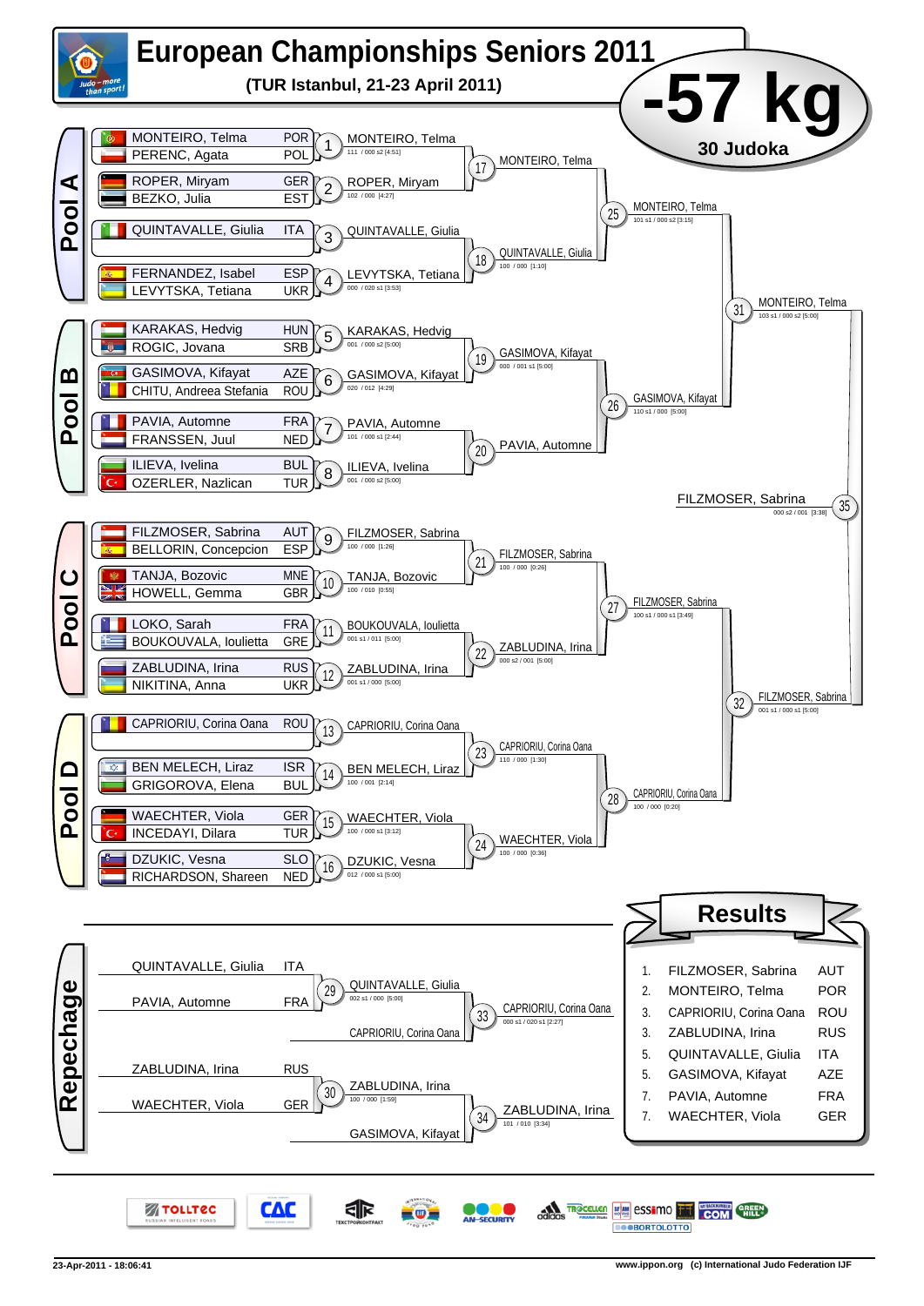# European Championships Seniors 2011

**(TUR Istanbul, 21-23 April 2011)**

## -57 kg

**30 Judoka**

## Pool A

| Athlete | Nation | Match | Winner | Score |
|---|---|---|---|---|
| MONTEIRO, Telma | POR | 1 | MONTEIRO, Telma | 111 / 000 s2 [4:51] |
| PERENC, Agata | POL | | | |
| ROPER, Miryam | GER | 2 | ROPER, Miryam | 102 / 000 [4:27] |
| BEZKO, Julia | EST | | | |
| QUINTAVALLE, Giulia | ITA | 3 | QUINTAVALLE, Giulia | |
| | | | | |
| FERNANDEZ, Isabel | ESP | 4 | LEVYTSKA, Tetiana | 000 / 020 s1 [3:53] |
| LEVYTSKA, Tetiana | UKR | | | |

- 17: MONTEIRO, Telma
- 18: QUINTAVALLE, Giulia — 100 / 000 [1:10]
- 25: MONTEIRO, Telma — 101 s1 / 000 s2 [3:15]

## Pool B

| Athlete | Nation | Match | Winner | Score |
|---|---|---|---|---|
| KARAKAS, Hedvig | HUN | 5 | KARAKAS, Hedvig | 001 / 000 s2 [5:00] |
| ROGIC, Jovana | SRB | | | |
| GASIMOVA, Kifayat | AZE | 6 | GASIMOVA, Kifayat | 020 / 012 [4:29] |
| CHITU, Andreea Stefania | ROU | | | |
| PAVIA, Automne | FRA | 7 | PAVIA, Automne | 101 / 000 s1 [2:44] |
| FRANSSEN, Juul | NED | | | |
| ILIEVA, Ivelina | BUL | 8 | ILIEVA, Ivelina | 001 / 000 s2 [5:00] |
| OZERLER, Nazlican | TUR | | | |

- 19: GASIMOVA, Kifayat — 000 / 001 s1 [5:00]
- 20: PAVIA, Automne
- 26: GASIMOVA, Kifayat — 110 s1 / 000 [5:00]
- 31: MONTEIRO, Telma — 103 s1 / 000 s2 [5:00]

## Pool C

| Athlete | Nation | Match | Winner | Score |
|---|---|---|---|---|
| FILZMOSER, Sabrina | AUT | 9 | FILZMOSER, Sabrina | 100 / 000 [1:26] |
| BELLORIN, Concepcion | ESP | | | |
| TANJA, Bozovic | MNE | 10 | TANJA, Bozovic | 100 / 010 [0:55] |
| HOWELL, Gemma | GBR | | | |
| LOKO, Sarah | FRA | 11 | BOUKOUVALA, Ioulietta | 001 s1 / 011 [5:00] |
| BOUKOUVALA, Ioulietta | GRE | | | |
| ZABLUDINA, Irina | RUS | 12 | ZABLUDINA, Irina | 001 s1 / 000 [5:00] |
| NIKITINA, Anna | UKR | | | |

- 21: FILZMOSER, Sabrina — 100 / 000 [0:26]
- 22: ZABLUDINA, Irina — 000 s2 / 001 [5:00]
- 27: FILZMOSER, Sabrina — 100 s1 / 000 s1 [3:49]

## Pool D

| Athlete | Nation | Match | Winner | Score |
|---|---|---|---|---|
| CAPRIORIU, Corina Oana | ROU | 13 | CAPRIORIU, Corina Oana | |
| | | | | |
| BEN MELECH, Liraz | ISR | 14 | BEN MELECH, Liraz | 100 / 001 [2:14] |
| GRIGOROVA, Elena | BUL | | | |
| WAECHTER, Viola | GER | 15 | WAECHTER, Viola | 100 / 000 s1 [3:12] |
| INCEDAYI, Dilara | TUR | | | |
| DZUKIC, Vesna | SLO | 16 | DZUKIC, Vesna | 012 / 000 s1 [5:00] |
| RICHARDSON, Shareen | NED | | | |

- 23: CAPRIORIU, Corina Oana — 110 / 000 [1:30]
- 24: WAECHTER, Viola — 100 / 000 [0:36]
- 28: CAPRIORIU, Corina Oana — 100 / 000 [0:20]
- 32: FILZMOSER, Sabrina — 001 s1 / 000 s1 [5:00]

**Final (35):** FILZMOSER, Sabrina — 000 s2 / 001 [3:38]

## Repechage

- 29: QUINTAVALLE, Giulia (ITA) vs PAVIA, Automne (FRA) → QUINTAVALLE, Giulia — 002 s1 / 000 [5:00]
- 33: QUINTAVALLE, Giulia vs CAPRIORIU, Corina Oana → CAPRIORIU, Corina Oana — 000 s1 / 020 s1 [2:27]
- 30: ZABLUDINA, Irina (RUS) vs WAECHTER, Viola (GER) → ZABLUDINA, Irina — 100 / 000 [1:59]
- 34: ZABLUDINA, Irina vs GASIMOVA, Kifayat → ZABLUDINA, Irina — 101 / 010 [3:34]

## Results

| Rank | Name | Nation |
|---|---|---|
| 1. | FILZMOSER, Sabrina | AUT |
| 2. | MONTEIRO, Telma | POR |
| 3. | CAPRIORIU, Corina Oana | ROU |
| 3. | ZABLUDINA, Irina | RUS |
| 5. | QUINTAVALLE, Giulia | ITA |
| 5. | GASIMOVA, Kifayat | AZE |
| 7. | PAVIA, Automne | FRA |
| 7. | WAECHTER, Viola | GER |

23-Apr-2011 - 18:06:41 — www.ippon.org (c) International Judo Federation IJF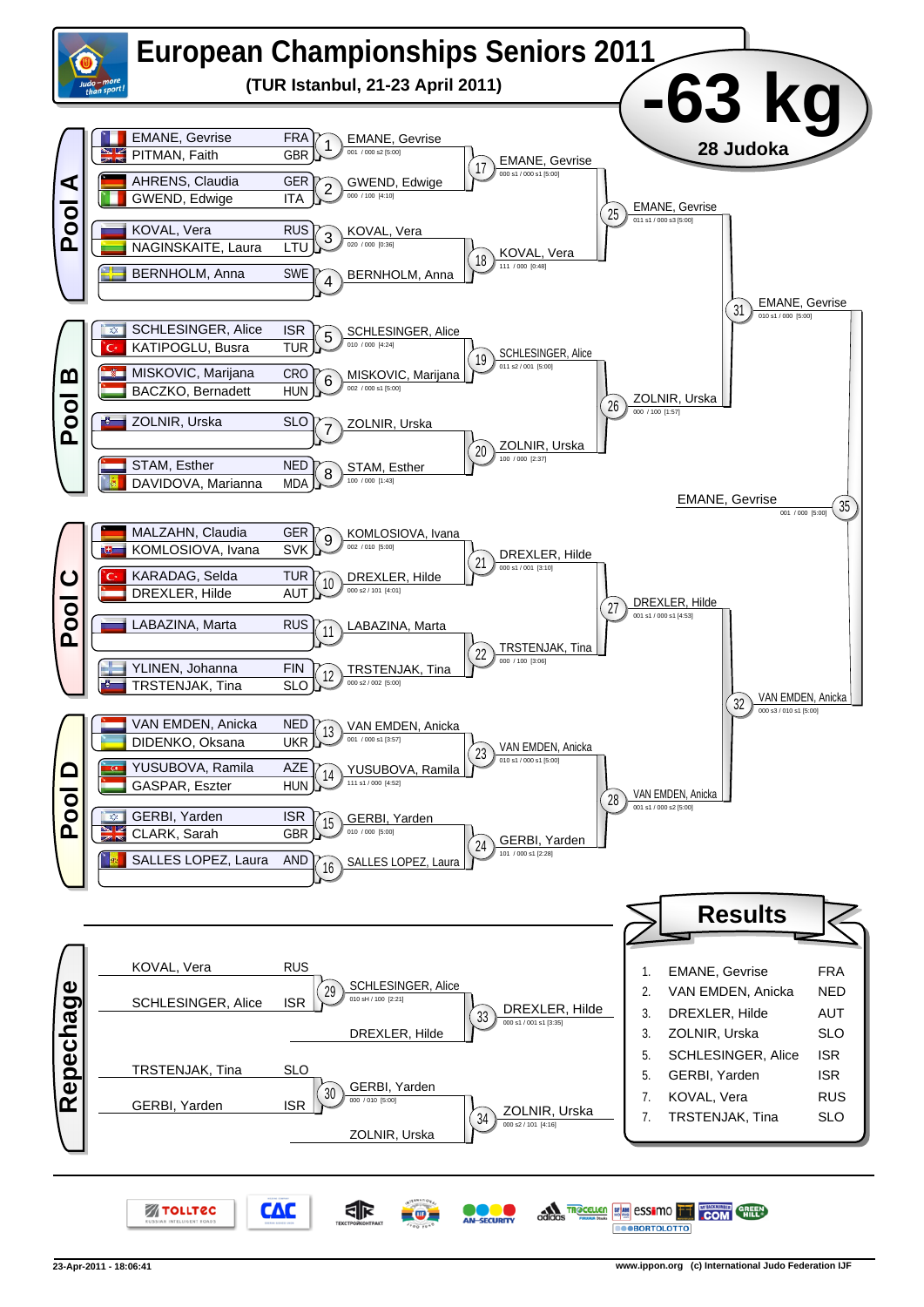# European Championships Seniors 2011

**(TUR Istanbul, 21-23 April 2011)**

# -63 kg

**28 Judoka**

## Pool A

| Competitor | Country |
|---|---|
| EMANE, Gevrise | FRA |
| PITMAN, Faith | GBR |
| AHRENS, Claudia | GER |
| GWEND, Edwige | ITA |
| KOVAL, Vera | RUS |
| NAGINSKAITE, Laura | LTU |
| BERNHOLM, Anna | SWE |

| Contest | Winner | Score |
|---|---|---|
| 1 | EMANE, Gevrise | 001 / 000 s2 [5:00] |
| 2 | GWEND, Edwige | 000 / 100 [4:10] |
| 3 | KOVAL, Vera | 020 / 000 [0:36] |
| 4 | BERNHOLM, Anna | |
| 17 | EMANE, Gevrise | 000 s1 / 000 s1 [5:00] |
| 18 | KOVAL, Vera | 111 / 000 [0:48] |
| 25 | EMANE, Gevrise | 011 s1 / 000 s3 [5:00] |

## Pool B

| Competitor | Country |
|---|---|
| SCHLESINGER, Alice | ISR |
| KATIPOGLU, Busra | TUR |
| MISKOVIC, Marijana | CRO |
| BACZKO, Bernadett | HUN |
| ZOLNIR, Urska | SLO |
| STAM, Esther | NED |
| DAVIDOVA, Marianna | MDA |

| Contest | Winner | Score |
|---|---|---|
| 5 | SCHLESINGER, Alice | 010 / 000 [4:24] |
| 6 | MISKOVIC, Marijana | 002 / 000 s1 [5:00] |
| 7 | ZOLNIR, Urska | |
| 8 | STAM, Esther | 100 / 000 [1:43] |
| 19 | SCHLESINGER, Alice | 011 s2 / 001 [5:00] |
| 20 | ZOLNIR, Urska | 100 / 000 [2:37] |
| 26 | ZOLNIR, Urska | 000 / 100 [1:57] |
| 31 | EMANE, Gevrise | 010 s1 / 000 [5:00] |

## Pool C

| Competitor | Country |
|---|---|
| MALZAHN, Claudia | GER |
| KOMLOSIOVA, Ivana | SVK |
| KARADAG, Selda | TUR |
| DREXLER, Hilde | AUT |
| LABAZINA, Marta | RUS |
| YLINEN, Johanna | FIN |
| TRSTENJAK, Tina | SLO |

| Contest | Winner | Score |
|---|---|---|
| 9 | KOMLOSIOVA, Ivana | 002 / 010 [5:00] |
| 10 | DREXLER, Hilde | 000 s2 / 101 [4:01] |
| 11 | LABAZINA, Marta | |
| 12 | TRSTENJAK, Tina | 000 s2 / 002 [5:00] |
| 21 | DREXLER, Hilde | 000 s1 / 001 [3:10] |
| 22 | TRSTENJAK, Tina | 000 / 100 [3:06] |
| 27 | DREXLER, Hilde | 001 s1 / 000 s1 [4:53] |

## Pool D

| Competitor | Country |
|---|---|
| VAN EMDEN, Anicka | NED |
| DIDENKO, Oksana | UKR |
| YUSUBOVA, Ramila | AZE |
| GASPAR, Eszter | HUN |
| GERBI, Yarden | ISR |
| CLARK, Sarah | GBR |
| SALLES LOPEZ, Laura | AND |

| Contest | Winner | Score |
|---|---|---|
| 13 | VAN EMDEN, Anicka | 001 / 000 s1 [3:57] |
| 14 | YUSUBOVA, Ramila | 111 s1 / 000 [4:52] |
| 15 | GERBI, Yarden | 010 / 000 [5:00] |
| 16 | SALLES LOPEZ, Laura | |
| 23 | VAN EMDEN, Anicka | 010 s1 / 000 s1 [5:00] |
| 24 | GERBI, Yarden | 101 / 000 s1 [2:28] |
| 28 | VAN EMDEN, Anicka | 001 s1 / 000 s2 [5:00] |
| 32 | VAN EMDEN, Anicka | 000 s3 / 010 s1 [5:00] |

## Final

| Contest | Winner | Score |
|---|---|---|
| 35 | EMANE, Gevrise | 001 / 000 [5:00] |

## Repechage

| Competitor | Country |
|---|---|
| KOVAL, Vera | RUS |
| SCHLESINGER, Alice | ISR |
| TRSTENJAK, Tina | SLO |
| GERBI, Yarden | ISR |

| Contest | Winner | Score |
|---|---|---|
| 29 | SCHLESINGER, Alice | 010 sH / 100 [2:21] |
| 33 | DREXLER, Hilde (vs SCHLESINGER, Alice) | 000 s1 / 001 s1 [3:35] |
| 30 | GERBI, Yarden | 000 / 010 [5:00] |
| 34 | ZOLNIR, Urska (vs GERBI, Yarden) | 000 s2 / 101 [4:16] |

## Results

| Rank | Name | Country |
|---|---|---|
| 1. | EMANE, Gevrise | FRA |
| 2. | VAN EMDEN, Anicka | NED |
| 3. | DREXLER, Hilde | AUT |
| 3. | ZOLNIR, Urska | SLO |
| 5. | SCHLESINGER, Alice | ISR |
| 5. | GERBI, Yarden | ISR |
| 7. | KOVAL, Vera | RUS |
| 7. | TRSTENJAK, Tina | SLO |

23-Apr-2011 - 18:06:41

www.ippon.org (c) International Judo Federation IJF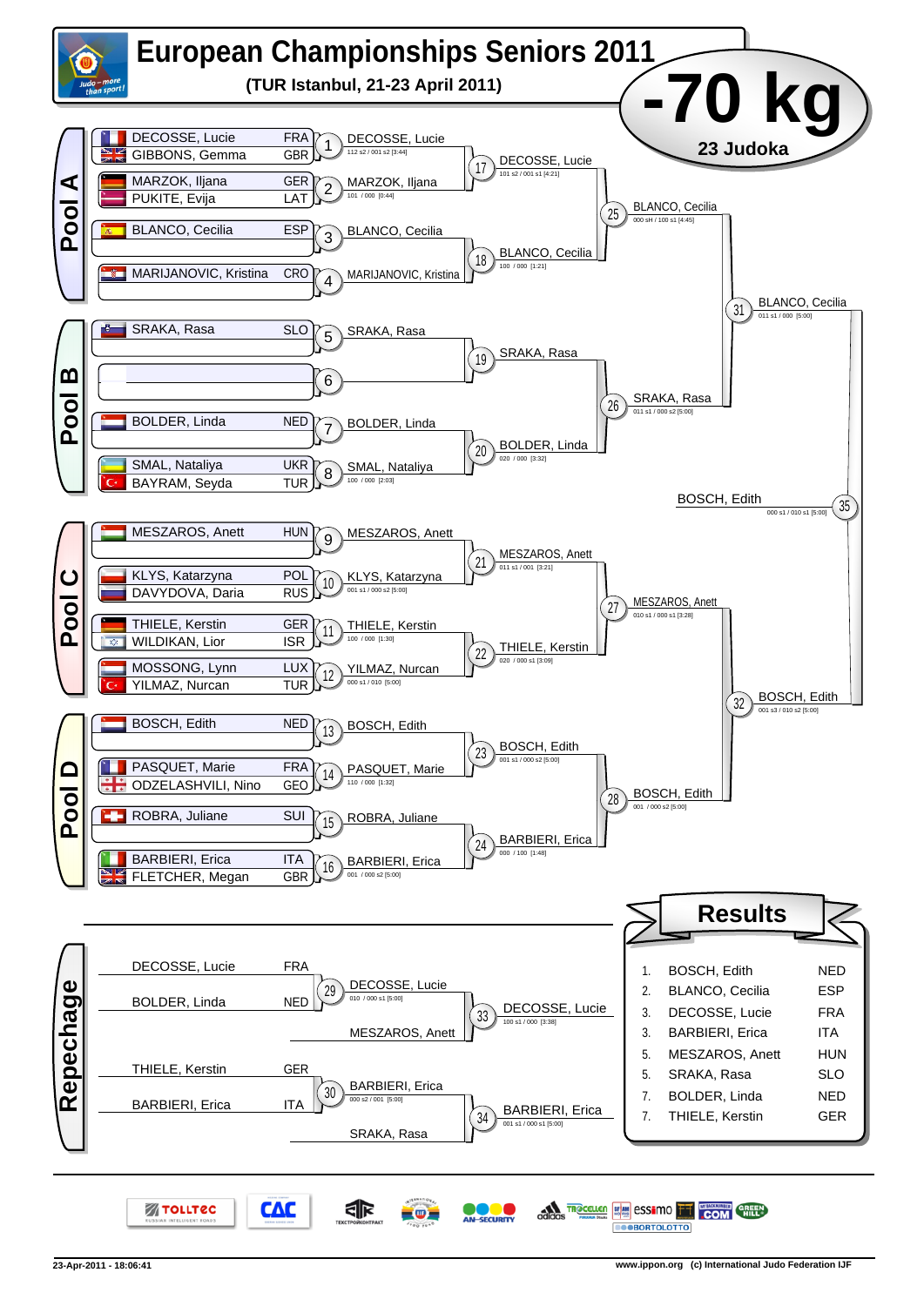# European Championships Seniors 2011

**(TUR Istanbul, 21-23 April 2011)**

## -70 kg

**23 Judoka**

## Pool A

| Athlete | Country | Match | Winner |
|---|---|---|---|
| DECOSSE, Lucie | FRA | 1 | DECOSSE, Lucie (112 s2 / 001 s2 [3:44]) |
| GIBBONS, Gemma | GBR | | |
| MARZOK, Iljana | GER | 2 | MARZOK, Iljana (101 / 000 [0:44]) |
| PUKITE, Evija | LAT | | |
| BLANCO, Cecilia | ESP | 3 | BLANCO, Cecilia |
| MARIJANOVIC, Kristina | CRO | 4 | MARIJANOVIC, Kristina |

- 17: DECOSSE, Lucie (101 s2 / 000 s1 [4:21])
- 18: BLANCO, Cecilia (100 / 000 [1:21])
- 25: BLANCO, Cecilia (000 sH / 100 s1 [4:45])

## Pool B

| Athlete | Country | Match | Winner |
|---|---|---|---|
| SRAKA, Rasa | SLO | 5 | SRAKA, Rasa |
| | | 6 | |
| BOLDER, Linda | NED | 7 | BOLDER, Linda |
| SMAL, Nataliya | UKR | 8 | SMAL, Nataliya (100 / 000 [2:03]) |
| BAYRAM, Seyda | TUR | | |

- 19: SRAKA, Rasa
- 20: BOLDER, Linda (020 / 000 [3:32])
- 26: SRAKA, Rasa (011 s1 / 000 s2 [5:00])
- 31: BLANCO, Cecilia (011 s1 / 000 [5:00])

## Pool C

| Athlete | Country | Match | Winner |
|---|---|---|---|
| MESZAROS, Anett | HUN | 9 | MESZAROS, Anett |
| KLYS, Katarzyna | POL | 10 | KLYS, Katarzyna (001 s1 / 000 s2 [5:00]) |
| DAVYDOVA, Daria | RUS | | |
| THIELE, Kerstin | GER | 11 | THIELE, Kerstin (100 / 000 [1:30]) |
| WILDIKAN, Lior | ISR | | |
| MOSSONG, Lynn | LUX | 12 | YILMAZ, Nurcan (000 s1 / 010 [5:00]) |
| YILMAZ, Nurcan | TUR | | |

- 21: MESZAROS, Anett (011 s1 / 001 [3:21])
- 22: THIELE, Kerstin (020 / 000 s1 [3:09])
- 27: MESZAROS, Anett (010 s1 / 000 s1 [3:28])

## Pool D

| Athlete | Country | Match | Winner |
|---|---|---|---|
| BOSCH, Edith | NED | 13 | BOSCH, Edith |
| PASQUET, Marie | FRA | 14 | PASQUET, Marie (110 / 000 [1:32]) |
| ODZELASHVILI, Nino | GEO | | |
| ROBRA, Juliane | SUI | 15 | ROBRA, Juliane |
| BARBIERI, Erica | ITA | 16 | BARBIERI, Erica (001 / 000 s2 [5:00]) |
| FLETCHER, Megan | GBR | | |

- 23: BOSCH, Edith (001 s1 / 000 s2 [5:00])
- 24: BARBIERI, Erica (000 / 100 [1:48])
- 28: BOSCH, Edith (001 / 000 s2 [5:00])
- 32: BOSCH, Edith (001 s3 / 010 s2 [5:00])

## Final

- 35: BOSCH, Edith (000 s1 / 010 s1 [5:00])

## Repechage

| Athlete | Country | Match | Winner |
|---|---|---|---|
| DECOSSE, Lucie | FRA | 29 | DECOSSE, Lucie (010 / 000 s1 [5:00]) |
| BOLDER, Linda | NED | | |
| MESZAROS, Anett | | 33 | DECOSSE, Lucie (100 s1 / 000 [3:38]) |
| THIELE, Kerstin | GER | 30 | BARBIERI, Erica (000 s2 / 001 [5:00]) |
| BARBIERI, Erica | ITA | | |
| SRAKA, Rasa | | 34 | BARBIERI, Erica (001 s1 / 000 s1 [5:00]) |

## Results

| Place | Name | Country |
|---|---|---|
| 1. | BOSCH, Edith | NED |
| 2. | BLANCO, Cecilia | ESP |
| 3. | DECOSSE, Lucie | FRA |
| 3. | BARBIERI, Erica | ITA |
| 5. | MESZAROS, Anett | HUN |
| 5. | SRAKA, Rasa | SLO |
| 7. | BOLDER, Linda | NED |
| 7. | THIELE, Kerstin | GER |

23-Apr-2011 - 18:06:41 | www.ippon.org (c) International Judo Federation IJF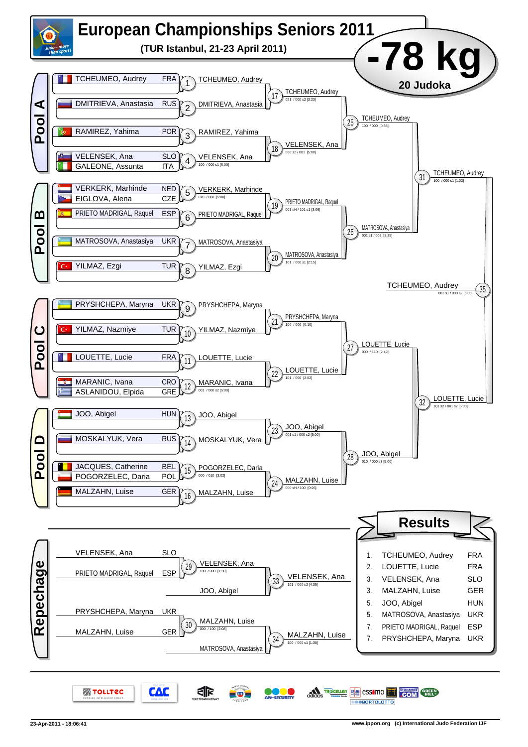# European Championships Seniors 2011

**(TUR Istanbul, 21-23 April 2011)**

# -78 kg

**20 Judoka**

## Pool A

| Athlete | Country | Contest | Winner | Score |
|---|---|---|---|---|
| TCHEUMEO, Audrey | FRA | 1 | TCHEUMEO, Audrey | |
| DMITRIEVA, Anastasia | RUS | 2 | DMITRIEVA, Anastasia | |
| RAMIREZ, Yahima | POR | 3 | RAMIREZ, Yahima | |
| VELENSEK, Ana / GALEONE, Assunta | SLO / ITA | 4 | VELENSEK, Ana | 100 / 000 s1 [5:00] |

- 17: TCHEUMEO, Audrey — 021 / 000 s2 [3:23]
- 18: VELENSEK, Ana — 000 s2 / 001 [5:00]
- 25: TCHEUMEO, Audrey — 100 / 000 [0:38]

## Pool B

| Athlete | Country | Contest | Winner | Score |
|---|---|---|---|---|
| VERKERK, Marhinde / EIGLOVA, Alena | NED / CZE | 5 | VERKERK, Marhinde | 010 / 000 [5:00] |
| PRIETO MADRIGAL, Raquel | ESP | 6 | PRIETO MADRIGAL, Raquel | |
| MATROSOVA, Anastasiya | UKR | 7 | MATROSOVA, Anastasiya | |
| YILMAZ, Ezgi | TUR | 8 | YILMAZ, Ezgi | |

- 19: PRIETO MADRIGAL, Raquel — 001 sH / 101 s1 [3:06]
- 20: MATROSOVA, Anastasiya — 101 / 000 s1 [2:15]
- 26: MATROSOVA, Anastasiya — 001 s1 / 002 [2:35]
- 31: TCHEUMEO, Audrey — 100 / 000 s1 [1:02]

## Pool C

| Athlete | Country | Contest | Winner | Score |
|---|---|---|---|---|
| PRYSHCHEPA, Maryna | UKR | 9 | PRYSHCHEPA, Maryna | |
| YILMAZ, Nazmiye | TUR | 10 | YILMAZ, Nazmiye | |
| LOUETTE, Lucie | FRA | 11 | LOUETTE, Lucie | |
| MARANIC, Ivana / ASLANIDOU, Elpida | CRO / GRE | 12 | MARANIC, Ivana | 001 / 000 s2 [5:00] |

- 21: PRYSHCHEPA, Maryna — 100 / 000 [0:10]
- 22: LOUETTE, Lucie — 101 / 000 [2:02]
- 27: LOUETTE, Lucie — 000 / 110 [2:49]

## Pool D

| Athlete | Country | Contest | Winner | Score |
|---|---|---|---|---|
| JOO, Abigel | HUN | 13 | JOO, Abigel | |
| MOSKALYUK, Vera | RUS | 14 | MOSKALYUK, Vera | |
| JACQUES, Catherine / POGORZELEC, Daria | BEL / POL | 15 | POGORZELEC, Daria | 000 / 010 [3:02] |
| MALZAHN, Luise | GER | 16 | MALZAHN, Luise | |

- 23: JOO, Abigel — 001 s1 / 000 s2 [5:00]
- 24: MALZAHN, Luise — 000 sH / 100 [0:26]
- 28: JOO, Abigel — 010 / 000 s3 [5:00]
- 32: LOUETTE, Lucie — 101 s2 / 001 s2 [5:00]

## Final

- 35: TCHEUMEO, Audrey — 001 s1 / 000 s2 [5:00]

## Repechage

- 29: VELENSEK, Ana (SLO) vs PRIETO MADRIGAL, Raquel (ESP) — VELENSEK, Ana — 100 / 000 [1:30]
- 33: VELENSEK, Ana vs JOO, Abigel — VELENSEK, Ana — 101 / 000 s2 [4:35]
- 30: PRYSHCHEPA, Maryna (UKR) vs MALZAHN, Luise (GER) — MALZAHN, Luise — 000 / 100 [2:08]
- 34: MALZAHN, Luise vs MATROSOVA, Anastasiya — MALZAHN, Luise — 100 / 000 s1 [1:38]

## Results

| Place | Name | Country |
|---|---|---|
| 1. | TCHEUMEO, Audrey | FRA |
| 2. | LOUETTE, Lucie | FRA |
| 3. | VELENSEK, Ana | SLO |
| 3. | MALZAHN, Luise | GER |
| 5. | JOO, Abigel | HUN |
| 5. | MATROSOVA, Anastasiya | UKR |
| 7. | PRIETO MADRIGAL, Raquel | ESP |
| 7. | PRYSHCHEPA, Maryna | UKR |

23-Apr-2011 - 18:06:41

www.ippon.org (c) International Judo Federation IJF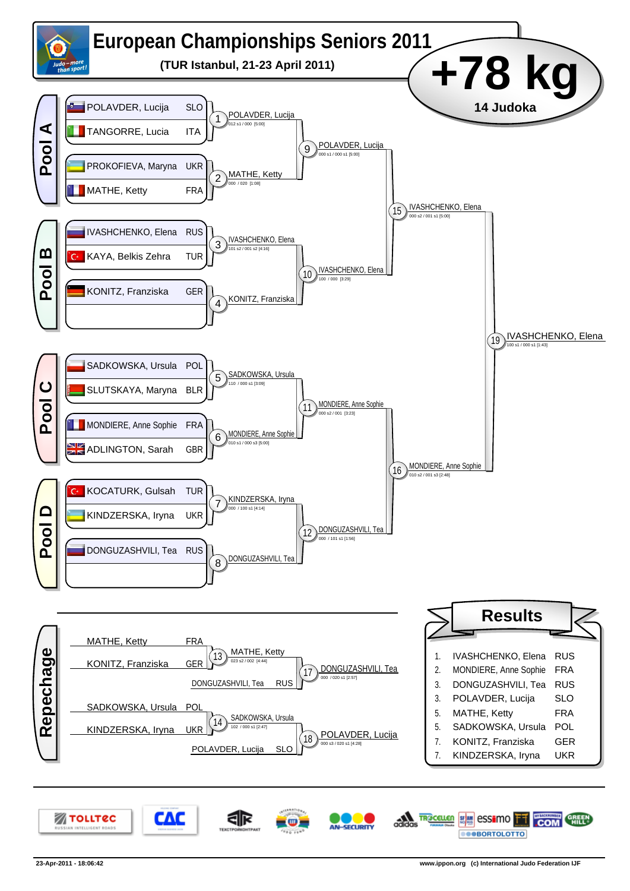# European Championships Seniors 2011

**(TUR Istanbul, 21-23 April 2011)**

# +78 kg

**14 Judoka**

## Pool A

| Athlete | Nation |
|---|---|
| POLAVDER, Lucija | SLO |
| TANGORRE, Lucia | ITA |
| PROKOFIEVA, Maryna | UKR |
| MATHE, Ketty | FRA |

1. POLAVDER, Lucija — 012 s1 / 000 [5:00]
2. MATHE, Ketty — 000 / 020 [1:08]
9. POLAVDER, Lucija — 000 s1 / 000 s1 [5:00]

## Pool B

| Athlete | Nation |
|---|---|
| IVASHCHENKO, Elena | RUS |
| KAYA, Belkis Zehra | TUR |
| KONITZ, Franziska | GER |

3. IVASHCHENKO, Elena — 101 s2 / 001 s2 [4:16]
4. KONITZ, Franziska
10. IVASHCHENKO, Elena — 100 / 000 [3:29]

15. IVASHCHENKO, Elena — 000 s2 / 001 s1 [5:00]

## Pool C

| Athlete | Nation |
|---|---|
| SADKOWSKA, Ursula | POL |
| SLUTSKAYA, Maryna | BLR |
| MONDIERE, Anne Sophie | FRA |
| ADLINGTON, Sarah | GBR |

5. SADKOWSKA, Ursula — 110 / 000 s1 [3:09]
6. MONDIERE, Anne Sophie — 010 s1 / 000 s3 [5:00]
11. MONDIERE, Anne Sophie — 000 s2 / 001 [3:23]

## Pool D

| Athlete | Nation |
|---|---|
| KOCATURK, Gulsah | TUR |
| KINDZERSKA, Iryna | UKR |
| DONGUZASHVILI, Tea | RUS |

7. KINDZERSKA, Iryna — 000 / 100 s1 [4:14]
8. DONGUZASHVILI, Tea
12. DONGUZASHVILI, Tea — 000 / 101 s1 [1:56]

16. MONDIERE, Anne Sophie — 010 s2 / 001 s3 [2:48]

19. IVASHCHENKO, Elena — 100 s1 / 000 s1 [1:43]

## Repechage

| Athlete | Nation |
|---|---|
| MATHE, Ketty | FRA |
| KONITZ, Franziska | GER |
| DONGUZASHVILI, Tea | RUS |
| SADKOWSKA, Ursula | POL |
| KINDZERSKA, Iryna | UKR |
| POLAVDER, Lucija | SLO |

13. MATHE, Ketty — 023 s2 / 002 [4:44]
17. DONGUZASHVILI, Tea — 000 / 020 s1 [2:57]
14. SADKOWSKA, Ursula — 102 / 000 s1 [2:47]
18. POLAVDER, Lucija — 000 s3 / 020 s1 [4:28]

## Results

| Place | Athlete | Nation |
|---|---|---|
| 1. | IVASHCHENKO, Elena | RUS |
| 2. | MONDIERE, Anne Sophie | FRA |
| 3. | DONGUZASHVILI, Tea | RUS |
| 3. | POLAVDER, Lucija | SLO |
| 5. | MATHE, Ketty | FRA |
| 5. | SADKOWSKA, Ursula | POL |
| 7. | KONITZ, Franziska | GER |
| 7. | KINDZERSKA, Iryna | UKR |

23-Apr-2011 - 18:06:42

www.ippon.org (c) International Judo Federation IJF